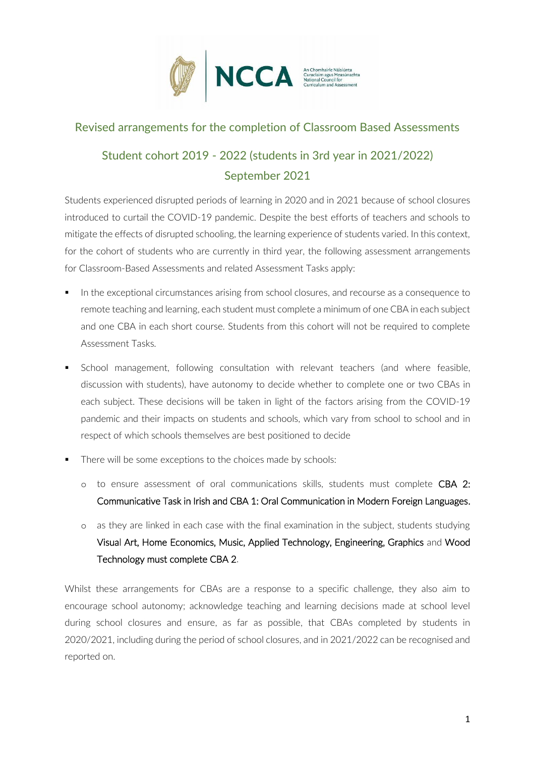## Revised arrangements for the completion of Classroom Based Assessments

## Student cohort 2019 - 2022 (students in 3rd year in 2021/2022)
## September 2021

Students experienced disrupted periods of learning in 2020 and in 2021 because of school closures introduced to curtail the COVID-19 pandemic. Despite the best efforts of teachers and schools to mitigate the effects of disrupted schooling, the learning experience of students varied. In this context, for the cohort of students who are currently in third year, the following assessment arrangements for Classroom-Based Assessments and related Assessment Tasks apply:

- In the exceptional circumstances arising from school closures, and recourse as a consequence to remote teaching and learning, each student must complete a minimum of one CBA in each subject and one CBA in each short course. Students from this cohort will not be required to complete Assessment Tasks.
- School management, following consultation with relevant teachers (and where feasible, discussion with students), have autonomy to decide whether to complete one or two CBAs in each subject. These decisions will be taken in light of the factors arising from the COVID-19 pandemic and their impacts on students and schools, which vary from school to school and in respect of which schools themselves are best positioned to decide
- There will be some exceptions to the choices made by schools:
  - to ensure assessment of oral communications skills, students must complete CBA 2: Communicative Task in Irish and CBA 1: Oral Communication in Modern Foreign Languages.
  - as they are linked in each case with the final examination in the subject, students studying Visual Art, Home Economics, Music, Applied Technology, Engineering, Graphics and Wood Technology must complete CBA 2.

Whilst these arrangements for CBAs are a response to a specific challenge, they also aim to encourage school autonomy; acknowledge teaching and learning decisions made at school level during school closures and ensure, as far as possible, that CBAs completed by students in 2020/2021, including during the period of school closures, and in 2021/2022 can be recognised and reported on.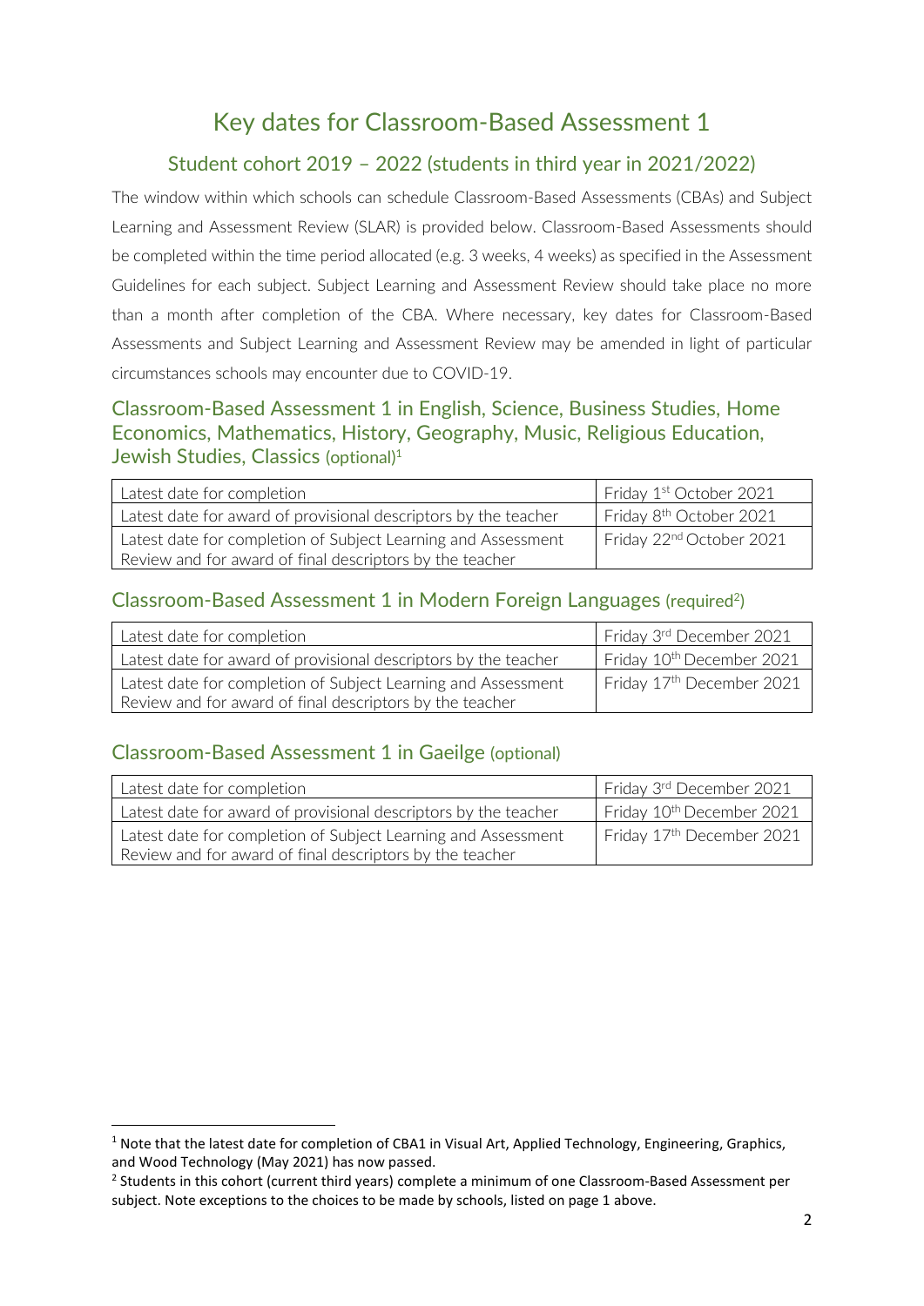# Key dates for Classroom-Based Assessment 1

## Student cohort 2019 – 2022 (students in third year in 2021/2022)

The window within which schools can schedule Classroom-Based Assessments (CBAs) and Subject Learning and Assessment Review (SLAR) is provided below. Classroom-Based Assessments should be completed within the time period allocated (e.g. 3 weeks, 4 weeks) as specified in the Assessment Guidelines for each subject. Subject Learning and Assessment Review should take place no more than a month after completion of the CBA. Where necessary, key dates for Classroom-Based Assessments and Subject Learning and Assessment Review may be amended in light of particular circumstances schools may encounter due to COVID-19.

### Classroom-Based Assessment 1 in English, Science, Business Studies, Home Economics, Mathematics, History, Geography, Music, Religious Education, Jewish Studies, Classics (optional)[1]

| | |
|---|---|
| Latest date for completion | Friday 1st October 2021 |
| Latest date for award of provisional descriptors by the teacher | Friday 8th October 2021 |
| Latest date for completion of Subject Learning and Assessment Review and for award of final descriptors by the teacher | Friday 22nd October 2021 |

### Classroom-Based Assessment 1 in Modern Foreign Languages (required[2])

| | |
|---|---|
| Latest date for completion | Friday 3rd December 2021 |
| Latest date for award of provisional descriptors by the teacher | Friday 10th December 2021 |
| Latest date for completion of Subject Learning and Assessment Review and for award of final descriptors by the teacher | Friday 17th December 2021 |

### Classroom-Based Assessment 1 in Gaeilge (optional)

| | |
|---|---|
| Latest date for completion | Friday 3rd December 2021 |
| Latest date for award of provisional descriptors by the teacher | Friday 10th December 2021 |
| Latest date for completion of Subject Learning and Assessment Review and for award of final descriptors by the teacher | Friday 17th December 2021 |

[1] Note that the latest date for completion of CBA1 in Visual Art, Applied Technology, Engineering, Graphics, and Wood Technology (May 2021) has now passed.

[2] Students in this cohort (current third years) complete a minimum of one Classroom-Based Assessment per subject. Note exceptions to the choices to be made by schools, listed on page 1 above.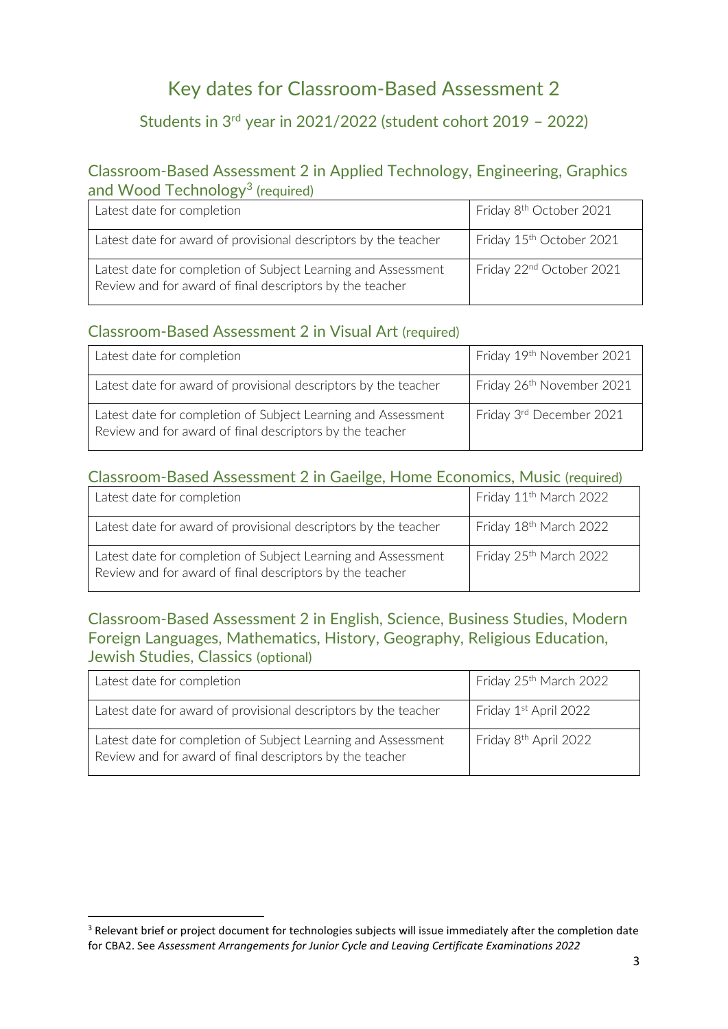# Key dates for Classroom-Based Assessment 2

## Students in 3rd year in 2021/2022 (student cohort 2019 – 2022)

### Classroom-Based Assessment 2 in Applied Technology, Engineering, Graphics and Wood Technology[3] (required)

| | |
|---|---|
| Latest date for completion | Friday 8th October 2021 |
| Latest date for award of provisional descriptors by the teacher | Friday 15th October 2021 |
| Latest date for completion of Subject Learning and Assessment Review and for award of final descriptors by the teacher | Friday 22nd October 2021 |

### Classroom-Based Assessment 2 in Visual Art (required)

| | |
|---|---|
| Latest date for completion | Friday 19th November 2021 |
| Latest date for award of provisional descriptors by the teacher | Friday 26th November 2021 |
| Latest date for completion of Subject Learning and Assessment Review and for award of final descriptors by the teacher | Friday 3rd December 2021 |

### Classroom-Based Assessment 2 in Gaeilge, Home Economics, Music (required)

| | |
|---|---|
| Latest date for completion | Friday 11th March 2022 |
| Latest date for award of provisional descriptors by the teacher | Friday 18th March 2022 |
| Latest date for completion of Subject Learning and Assessment Review and for award of final descriptors by the teacher | Friday 25th March 2022 |

### Classroom-Based Assessment 2 in English, Science, Business Studies, Modern Foreign Languages, Mathematics, History, Geography, Religious Education, Jewish Studies, Classics (optional)

| | |
|---|---|
| Latest date for completion | Friday 25th March 2022 |
| Latest date for award of provisional descriptors by the teacher | Friday 1st April 2022 |
| Latest date for completion of Subject Learning and Assessment Review and for award of final descriptors by the teacher | Friday 8th April 2022 |

[3] Relevant brief or project document for technologies subjects will issue immediately after the completion date for CBA2. See *Assessment Arrangements for Junior Cycle and Leaving Certificate Examinations 2022*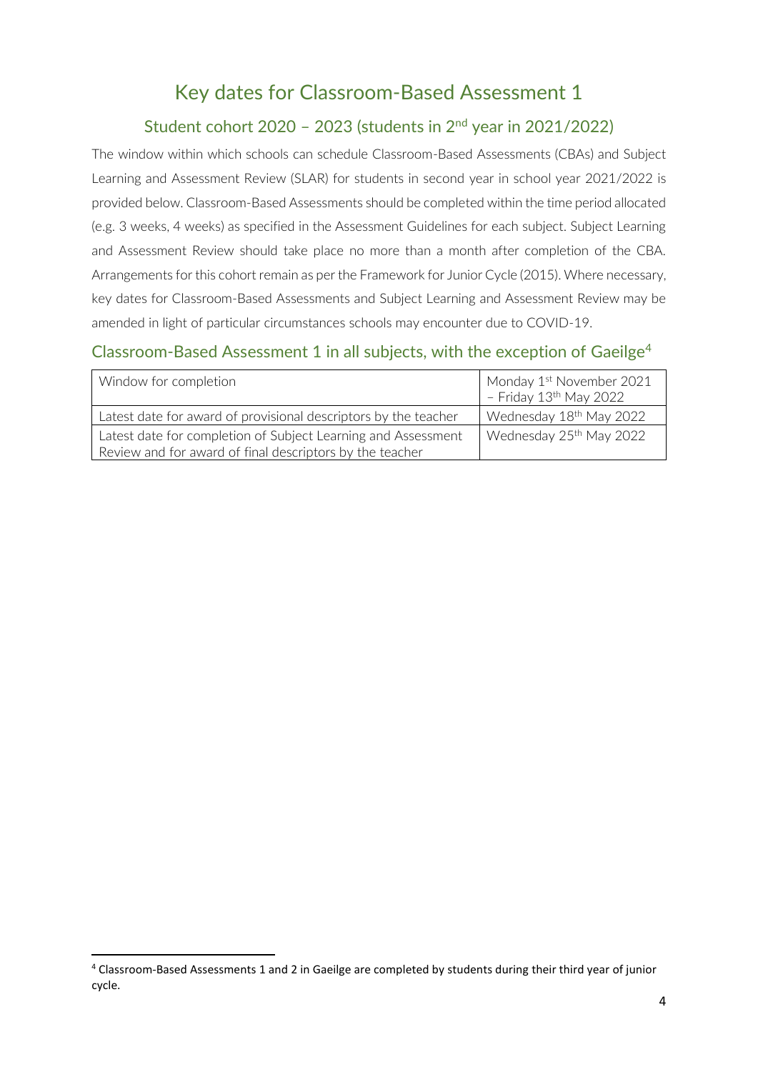# Key dates for Classroom-Based Assessment 1

## Student cohort 2020 – 2023 (students in 2nd year in 2021/2022)

The window within which schools can schedule Classroom-Based Assessments (CBAs) and Subject Learning and Assessment Review (SLAR) for students in second year in school year 2021/2022 is provided below. Classroom-Based Assessments should be completed within the time period allocated (e.g. 3 weeks, 4 weeks) as specified in the Assessment Guidelines for each subject. Subject Learning and Assessment Review should take place no more than a month after completion of the CBA. Arrangements for this cohort remain as per the Framework for Junior Cycle (2015). Where necessary, key dates for Classroom-Based Assessments and Subject Learning and Assessment Review may be amended in light of particular circumstances schools may encounter due to COVID-19.

### Classroom-Based Assessment 1 in all subjects, with the exception of Gaeilge[4]

| | |
|---|---|
| Window for completion | Monday 1st November 2021 – Friday 13th May 2022 |
| Latest date for award of provisional descriptors by the teacher | Wednesday 18th May 2022 |
| Latest date for completion of Subject Learning and Assessment Review and for award of final descriptors by the teacher | Wednesday 25th May 2022 |

[4] Classroom-Based Assessments 1 and 2 in Gaeilge are completed by students during their third year of junior cycle.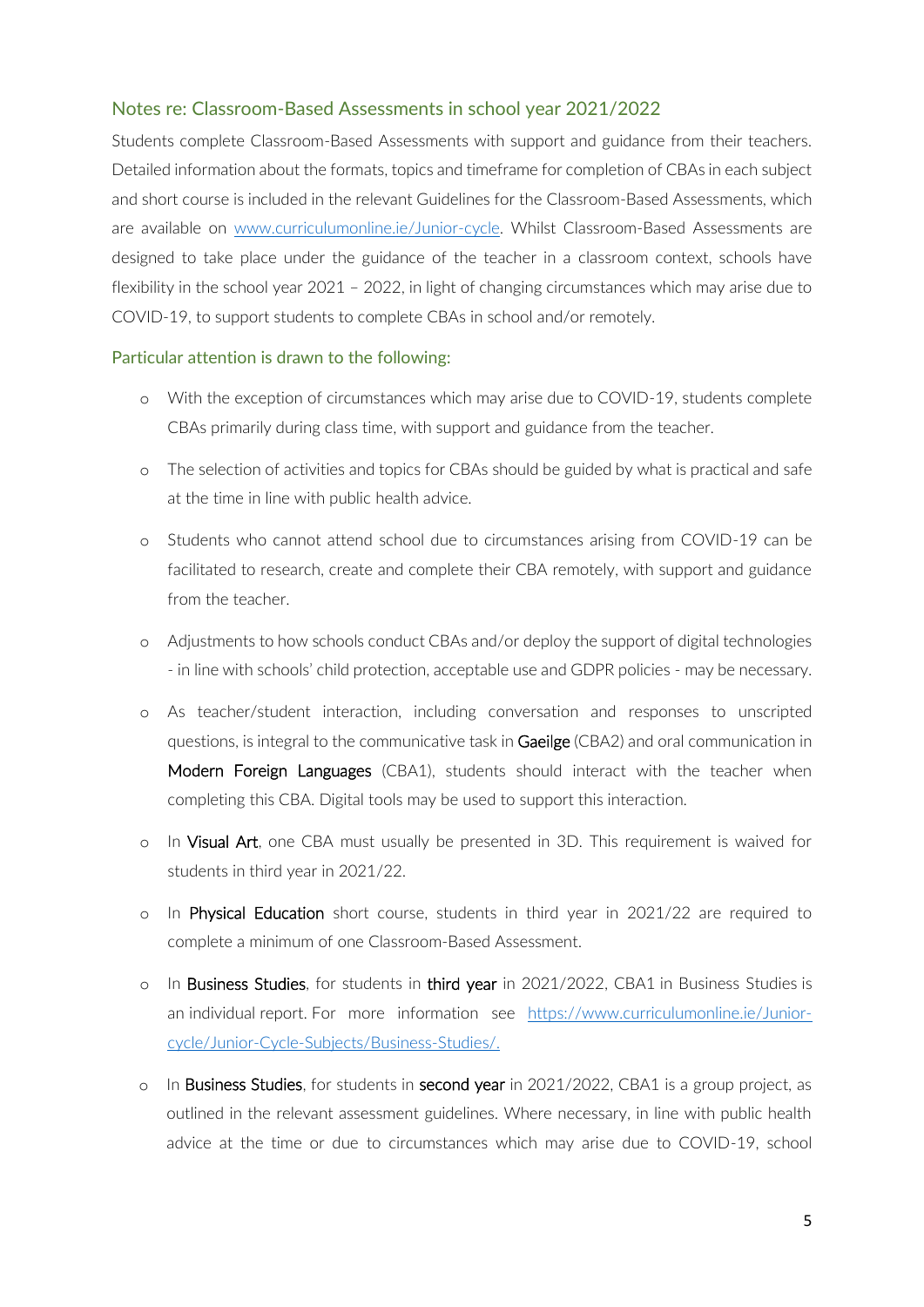## Notes re: Classroom-Based Assessments in school year 2021/2022

Students complete Classroom-Based Assessments with support and guidance from their teachers. Detailed information about the formats, topics and timeframe for completion of CBAs in each subject and short course is included in the relevant Guidelines for the Classroom-Based Assessments, which are available on [www.curriculumonline.ie/Junior-cycle](www.curriculumonline.ie/Junior-cycle). Whilst Classroom-Based Assessments are designed to take place under the guidance of the teacher in a classroom context, schools have flexibility in the school year 2021 – 2022, in light of changing circumstances which may arise due to COVID-19, to support students to complete CBAs in school and/or remotely.

### Particular attention is drawn to the following:

- With the exception of circumstances which may arise due to COVID-19, students complete CBAs primarily during class time, with support and guidance from the teacher.
- The selection of activities and topics for CBAs should be guided by what is practical and safe at the time in line with public health advice.
- Students who cannot attend school due to circumstances arising from COVID-19 can be facilitated to research, create and complete their CBA remotely, with support and guidance from the teacher.
- Adjustments to how schools conduct CBAs and/or deploy the support of digital technologies - in line with schools' child protection, acceptable use and GDPR policies - may be necessary.
- As teacher/student interaction, including conversation and responses to unscripted questions, is integral to the communicative task in Gaeilge (CBA2) and oral communication in Modern Foreign Languages (CBA1), students should interact with the teacher when completing this CBA. Digital tools may be used to support this interaction.
- In Visual Art, one CBA must usually be presented in 3D. This requirement is waived for students in third year in 2021/22.
- In Physical Education short course, students in third year in 2021/22 are required to complete a minimum of one Classroom-Based Assessment.
- In Business Studies, for students in third year in 2021/2022, CBA1 in Business Studies is an individual report. For more information see [https://www.curriculumonline.ie/Junior-cycle/Junior-Cycle-Subjects/Business-Studies/](https://www.curriculumonline.ie/Junior-cycle/Junior-Cycle-Subjects/Business-Studies/).
- In Business Studies, for students in second year in 2021/2022, CBA1 is a group project, as outlined in the relevant assessment guidelines. Where necessary, in line with public health advice at the time or due to circumstances which may arise due to COVID-19, school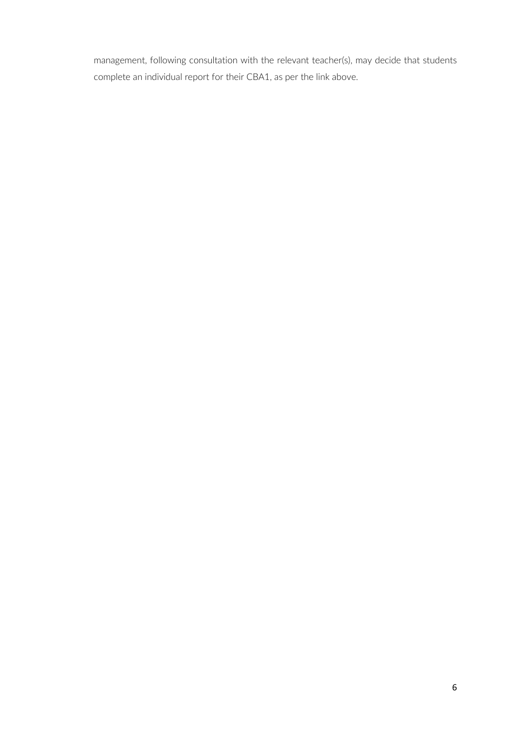management, following consultation with the relevant teacher(s), may decide that students complete an individual report for their CBA1, as per the link above.